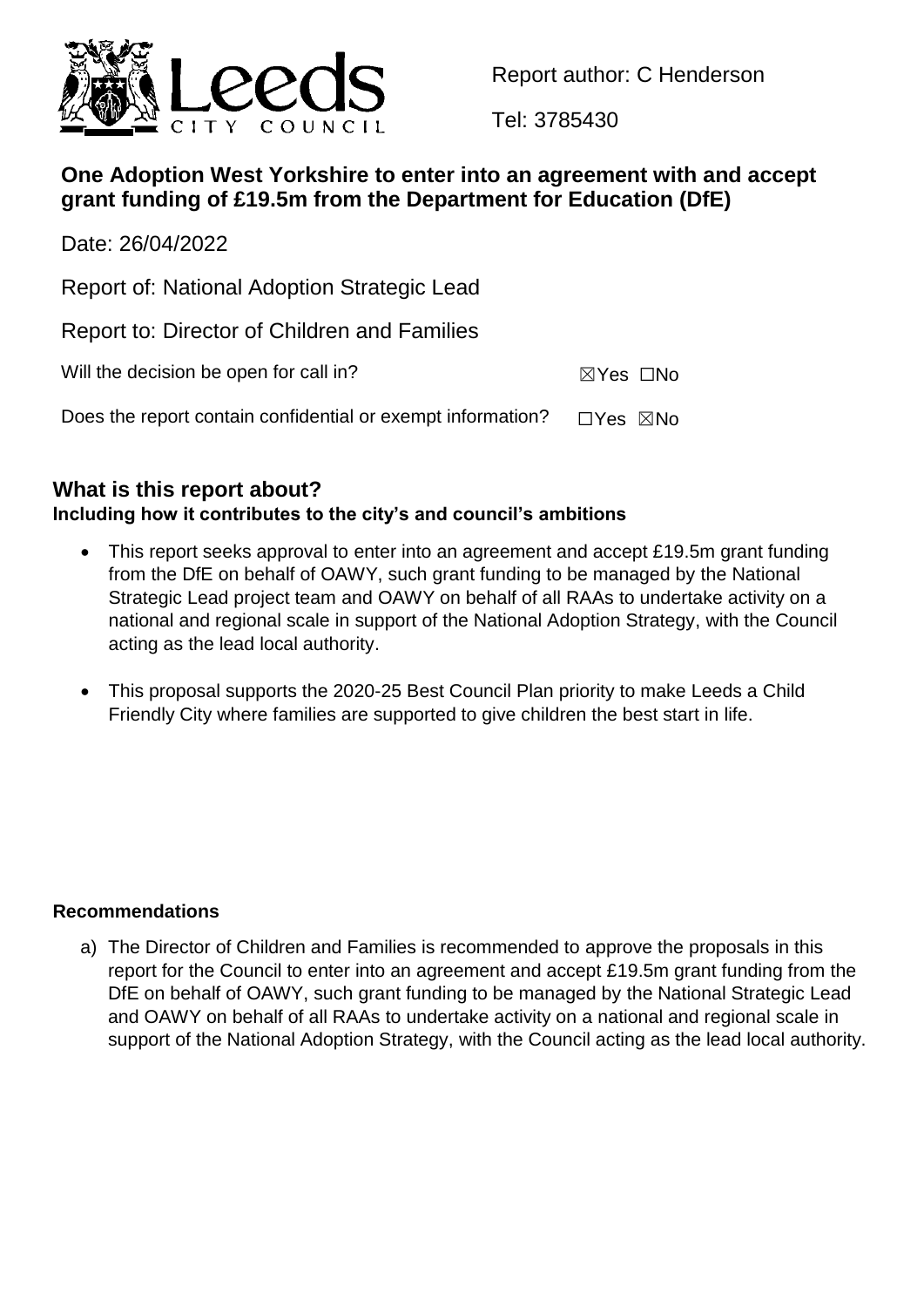Report author: C Henderson

Tel: 3785430

## One Adoption West Yorkshire to enter into an agreement with and accept grant funding of £19.5m from the Department for Education (DfE)

Date: 26/04/2022

Report of: National Adoption Strategic Lead

Report to: Director of Children and Families

Will the decision be open for call in? ☒Yes ☐No

Does the report contain confidential or exempt information? ☐Yes ☒No

## What is this report about?

**Including how it contributes to the city's and council's ambitions**

- This report seeks approval to enter into an agreement and accept £19.5m grant funding from the DfE on behalf of OAWY, such grant funding to be managed by the National Strategic Lead project team and OAWY on behalf of all RAAs to undertake activity on a national and regional scale in support of the National Adoption Strategy, with the Council acting as the lead local authority.
- This proposal supports the 2020-25 Best Council Plan priority to make Leeds a Child Friendly City where families are supported to give children the best start in life.

**Recommendations**

a) The Director of Children and Families is recommended to approve the proposals in this report for the Council to enter into an agreement and accept £19.5m grant funding from the DfE on behalf of OAWY, such grant funding to be managed by the National Strategic Lead and OAWY on behalf of all RAAs to undertake activity on a national and regional scale in support of the National Adoption Strategy, with the Council acting as the lead local authority.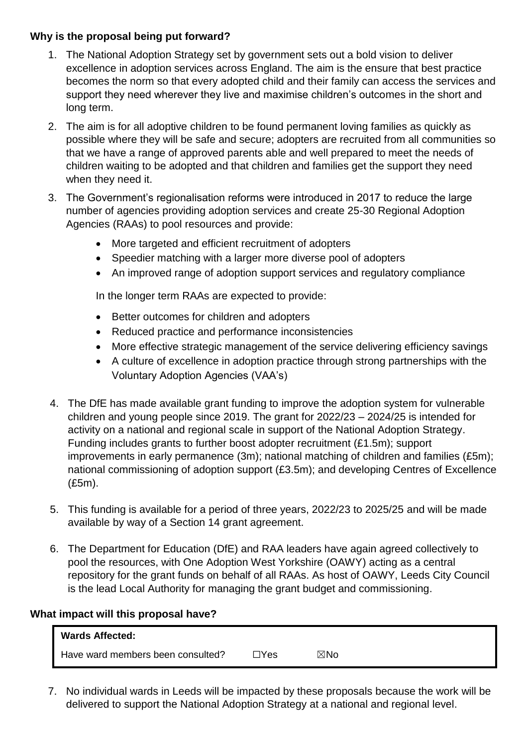**Why is the proposal being put forward?**

1. The National Adoption Strategy set by government sets out a bold vision to deliver excellence in adoption services across England. The aim is the ensure that best practice becomes the norm so that every adopted child and their family can access the services and support they need wherever they live and maximise children's outcomes in the short and long term.

2. The aim is for all adoptive children to be found permanent loving families as quickly as possible where they will be safe and secure; adopters are recruited from all communities so that we have a range of approved parents able and well prepared to meet the needs of children waiting to be adopted and that children and families get the support they need when they need it.

3. The Government's regionalisation reforms were introduced in 2017 to reduce the large number of agencies providing adoption services and create 25-30 Regional Adoption Agencies (RAAs) to pool resources and provide:

   - More targeted and efficient recruitment of adopters
   - Speedier matching with a larger more diverse pool of adopters
   - An improved range of adoption support services and regulatory compliance

   In the longer term RAAs are expected to provide:

   - Better outcomes for children and adopters
   - Reduced practice and performance inconsistencies
   - More effective strategic management of the service delivering efficiency savings
   - A culture of excellence in adoption practice through strong partnerships with the Voluntary Adoption Agencies (VAA's)

4. The DfE has made available grant funding to improve the adoption system for vulnerable children and young people since 2019. The grant for 2022/23 – 2024/25 is intended for activity on a national and regional scale in support of the National Adoption Strategy. Funding includes grants to further boost adopter recruitment (£1.5m); support improvements in early permanence (3m); national matching of children and families (£5m); national commissioning of adoption support (£3.5m); and developing Centres of Excellence (£5m).

5. This funding is available for a period of three years, 2022/23 to 2025/25 and will be made available by way of a Section 14 grant agreement.

6. The Department for Education (DfE) and RAA leaders have again agreed collectively to pool the resources, with One Adoption West Yorkshire (OAWY) acting as a central repository for the grant funds on behalf of all RAAs. As host of OAWY, Leeds City Council is the lead Local Authority for managing the grant budget and commissioning.

**What impact will this proposal have?**

| **Wards Affected:** | | |
|---|---|---|
| Have ward members been consulted? | ☐Yes | ☒No |

7. No individual wards in Leeds will be impacted by these proposals because the work will be delivered to support the National Adoption Strategy at a national and regional level.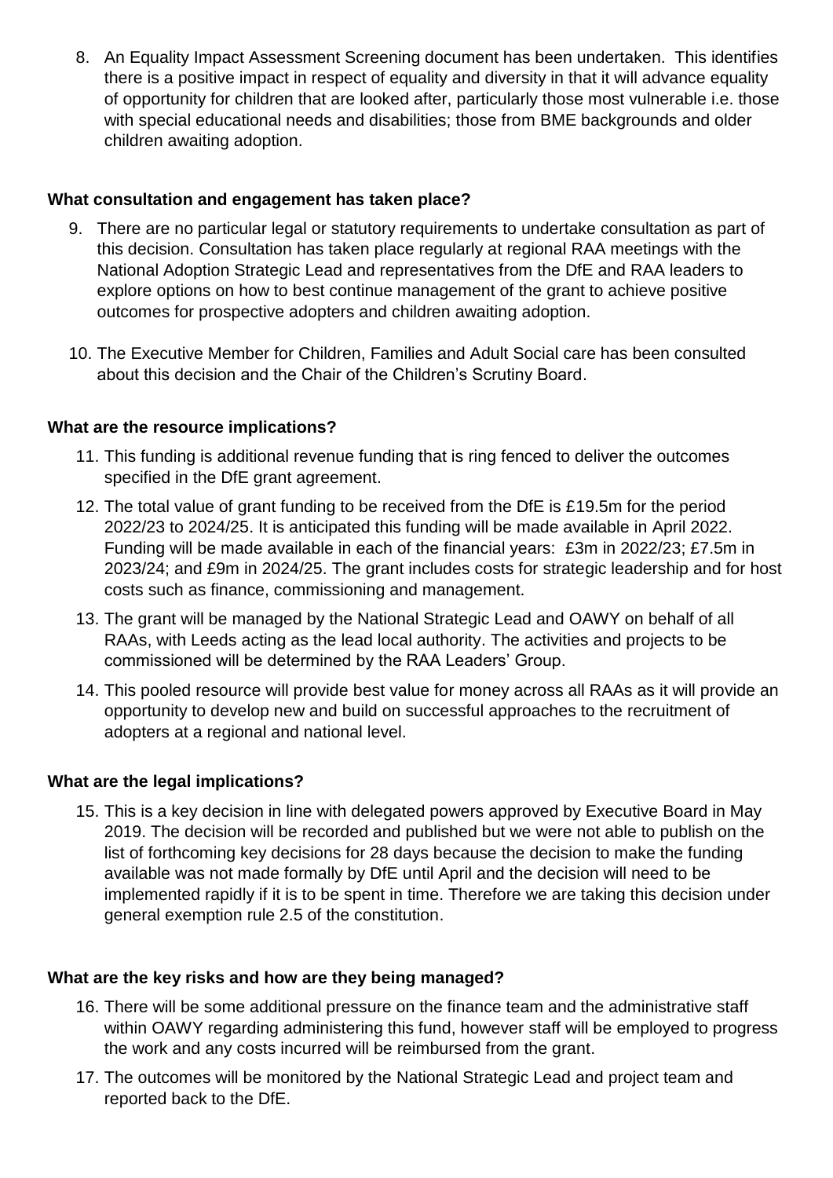8. An Equality Impact Assessment Screening document has been undertaken. This identifies there is a positive impact in respect of equality and diversity in that it will advance equality of opportunity for children that are looked after, particularly those most vulnerable i.e. those with special educational needs and disabilities; those from BME backgrounds and older children awaiting adoption.

**What consultation and engagement has taken place?**

9. There are no particular legal or statutory requirements to undertake consultation as part of this decision. Consultation has taken place regularly at regional RAA meetings with the National Adoption Strategic Lead and representatives from the DfE and RAA leaders to explore options on how to best continue management of the grant to achieve positive outcomes for prospective adopters and children awaiting adoption.

10. The Executive Member for Children, Families and Adult Social care has been consulted about this decision and the Chair of the Children's Scrutiny Board.

**What are the resource implications?**

11. This funding is additional revenue funding that is ring fenced to deliver the outcomes specified in the DfE grant agreement.

12. The total value of grant funding to be received from the DfE is £19.5m for the period 2022/23 to 2024/25. It is anticipated this funding will be made available in April 2022. Funding will be made available in each of the financial years: £3m in 2022/23; £7.5m in 2023/24; and £9m in 2024/25. The grant includes costs for strategic leadership and for host costs such as finance, commissioning and management.

13. The grant will be managed by the National Strategic Lead and OAWY on behalf of all RAAs, with Leeds acting as the lead local authority. The activities and projects to be commissioned will be determined by the RAA Leaders' Group.

14. This pooled resource will provide best value for money across all RAAs as it will provide an opportunity to develop new and build on successful approaches to the recruitment of adopters at a regional and national level.

**What are the legal implications?**

15. This is a key decision in line with delegated powers approved by Executive Board in May 2019. The decision will be recorded and published but we were not able to publish on the list of forthcoming key decisions for 28 days because the decision to make the funding available was not made formally by DfE until April and the decision will need to be implemented rapidly if it is to be spent in time. Therefore we are taking this decision under general exemption rule 2.5 of the constitution.

**What are the key risks and how are they being managed?**

16. There will be some additional pressure on the finance team and the administrative staff within OAWY regarding administering this fund, however staff will be employed to progress the work and any costs incurred will be reimbursed from the grant.

17. The outcomes will be monitored by the National Strategic Lead and project team and reported back to the DfE.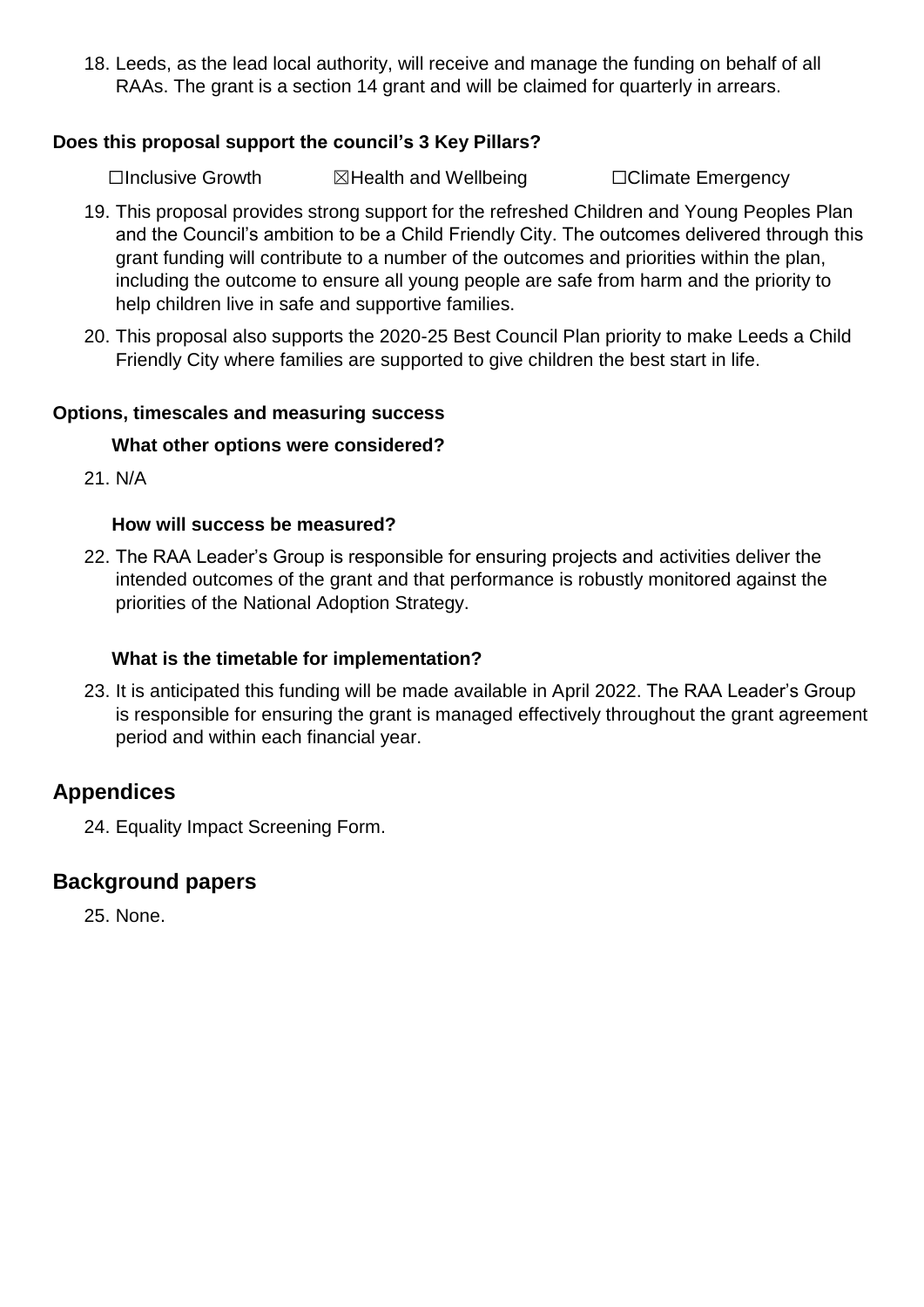18. Leeds, as the lead local authority, will receive and manage the funding on behalf of all RAAs. The grant is a section 14 grant and will be claimed for quarterly in arrears.

**Does this proposal support the council's 3 Key Pillars?**

☐Inclusive Growth ☒Health and Wellbeing ☐Climate Emergency

19. This proposal provides strong support for the refreshed Children and Young Peoples Plan and the Council's ambition to be a Child Friendly City. The outcomes delivered through this grant funding will contribute to a number of the outcomes and priorities within the plan, including the outcome to ensure all young people are safe from harm and the priority to help children live in safe and supportive families.
20. This proposal also supports the 2020-25 Best Council Plan priority to make Leeds a Child Friendly City where families are supported to give children the best start in life.

**Options, timescales and measuring success**

**What other options were considered?**

21. N/A

**How will success be measured?**

22. The RAA Leader's Group is responsible for ensuring projects and activities deliver the intended outcomes of the grant and that performance is robustly monitored against the priorities of the National Adoption Strategy.

**What is the timetable for implementation?**

23. It is anticipated this funding will be made available in April 2022. The RAA Leader's Group is responsible for ensuring the grant is managed effectively throughout the grant agreement period and within each financial year.

## Appendices

24. Equality Impact Screening Form.

## Background papers

25. None.